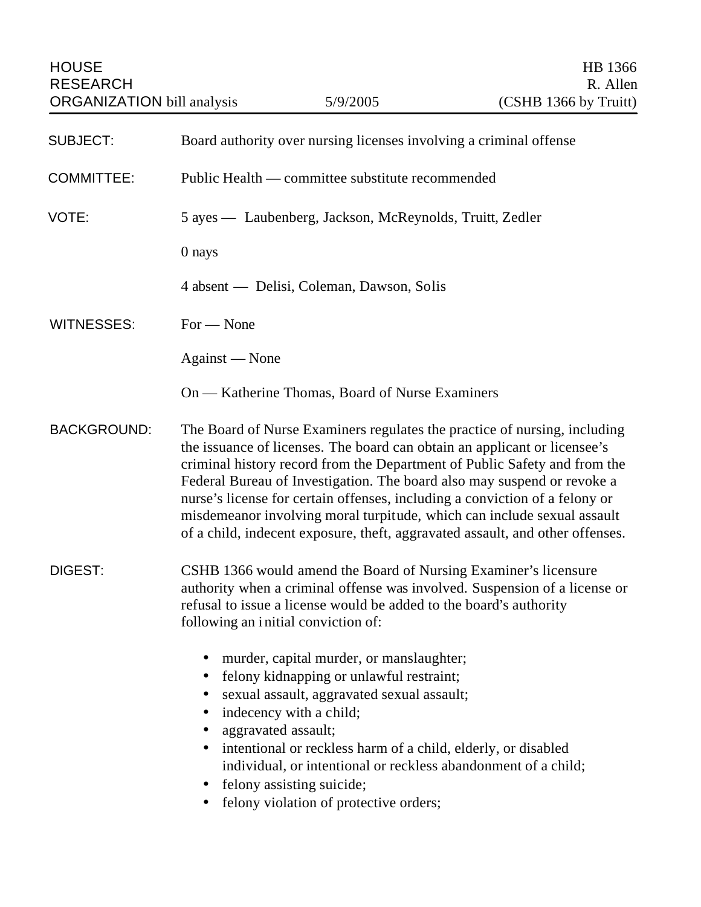HOUSE RESEARCH ORGANIZATION bill analysis — 5/9/2005

HB 1366
R. Allen
(CSHB 1366 by Truitt)

**SUBJECT:** Board authority over nursing licenses involving a criminal offense

**COMMITTEE:** Public Health — committee substitute recommended

**VOTE:** 5 ayes — Laubenberg, Jackson, McReynolds, Truitt, Zedler

0 nays

4 absent — Delisi, Coleman, Dawson, Solis

**WITNESSES:** For — None

Against — None

On — Katherine Thomas, Board of Nurse Examiners

**BACKGROUND:** The Board of Nurse Examiners regulates the practice of nursing, including the issuance of licenses. The board can obtain an applicant or licensee's criminal history record from the Department of Public Safety and from the Federal Bureau of Investigation. The board also may suspend or revoke a nurse's license for certain offenses, including a conviction of a felony or misdemeanor involving moral turpitude, which can include sexual assault of a child, indecent exposure, theft, aggravated assault, and other offenses.

**DIGEST:** CSHB 1366 would amend the Board of Nursing Examiner's licensure authority when a criminal offense was involved. Suspension of a license or refusal to issue a license would be added to the board's authority following an initial conviction of:

- murder, capital murder, or manslaughter;
- felony kidnapping or unlawful restraint;
- sexual assault, aggravated sexual assault;
- indecency with a child;
- aggravated assault;
- intentional or reckless harm of a child, elderly, or disabled individual, or intentional or reckless abandonment of a child;
- felony assisting suicide;
- felony violation of protective orders;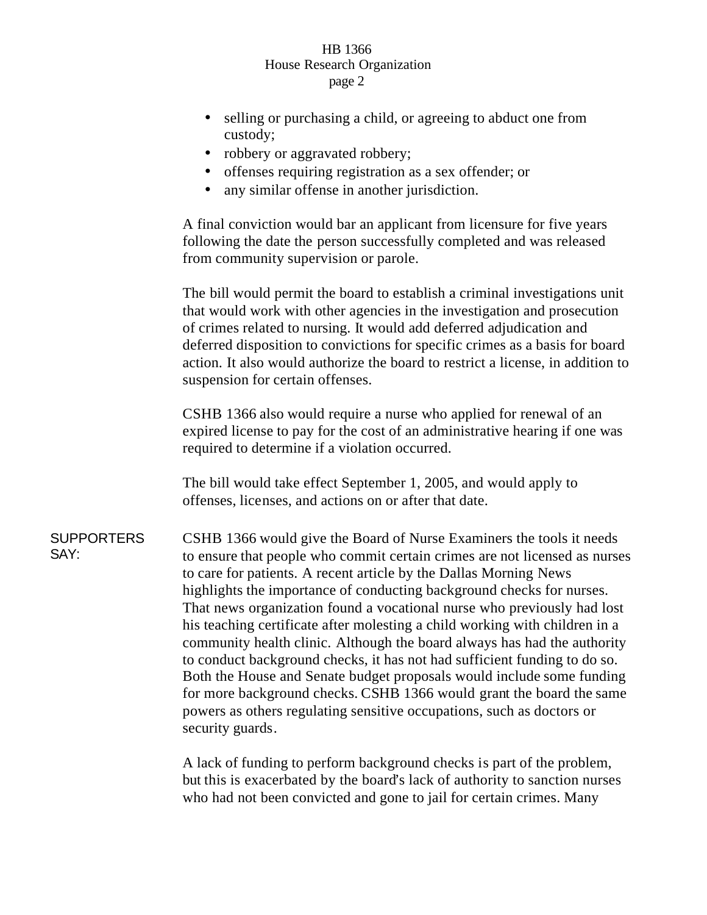- selling or purchasing a child, or agreeing to abduct one from custody;
- robbery or aggravated robbery;
- offenses requiring registration as a sex offender; or
- any similar offense in another jurisdiction.

A final conviction would bar an applicant from licensure for five years following the date the person successfully completed and was released from community supervision or parole.

The bill would permit the board to establish a criminal investigations unit that would work with other agencies in the investigation and prosecution of crimes related to nursing. It would add deferred adjudication and deferred disposition to convictions for specific crimes as a basis for board action. It also would authorize the board to restrict a license, in addition to suspension for certain offenses.

CSHB 1366 also would require a nurse who applied for renewal of an expired license to pay for the cost of an administrative hearing if one was required to determine if a violation occurred.

The bill would take effect September 1, 2005, and would apply to offenses, licenses, and actions on or after that date.

**SUPPORTERS SAY:**

CSHB 1366 would give the Board of Nurse Examiners the tools it needs to ensure that people who commit certain crimes are not licensed as nurses to care for patients. A recent article by the Dallas Morning News highlights the importance of conducting background checks for nurses. That news organization found a vocational nurse who previously had lost his teaching certificate after molesting a child working with children in a community health clinic. Although the board always has had the authority to conduct background checks, it has not had sufficient funding to do so. Both the House and Senate budget proposals would include some funding for more background checks. CSHB 1366 would grant the board the same powers as others regulating sensitive occupations, such as doctors or security guards.

A lack of funding to perform background checks is part of the problem, but this is exacerbated by the board's lack of authority to sanction nurses who had not been convicted and gone to jail for certain crimes. Many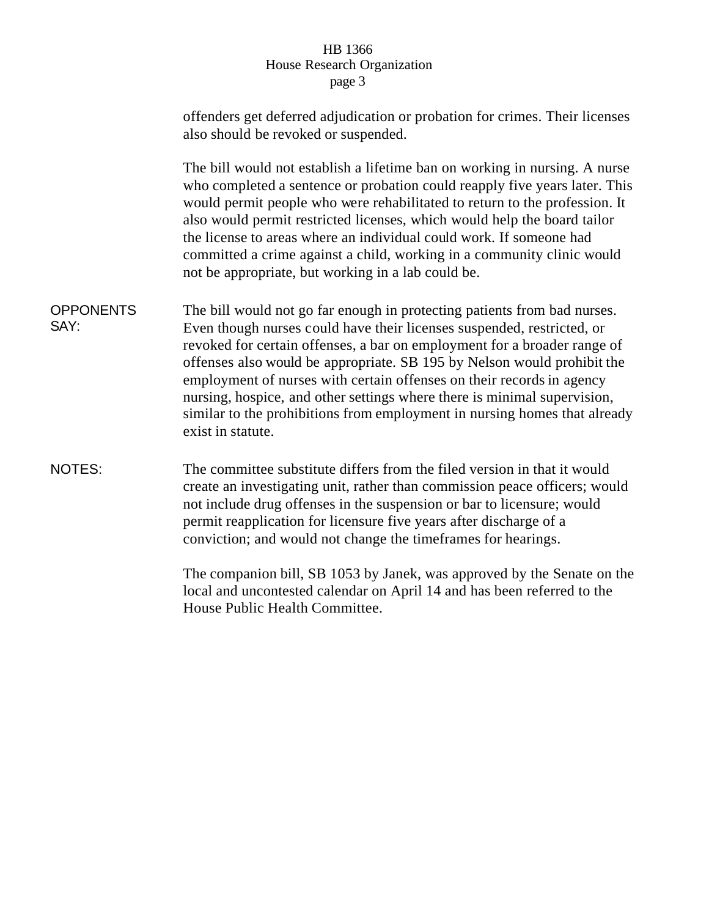offenders get deferred adjudication or probation for crimes. Their licenses also should be revoked or suspended.

The bill would not establish a lifetime ban on working in nursing. A nurse who completed a sentence or probation could reapply five years later. This would permit people who were rehabilitated to return to the profession. It also would permit restricted licenses, which would help the board tailor the license to areas where an individual could work. If someone had committed a crime against a child, working in a community clinic would not be appropriate, but working in a lab could be.

**OPPONENTS SAY:** The bill would not go far enough in protecting patients from bad nurses. Even though nurses could have their licenses suspended, restricted, or revoked for certain offenses, a bar on employment for a broader range of offenses also would be appropriate. SB 195 by Nelson would prohibit the employment of nurses with certain offenses on their records in agency nursing, hospice, and other settings where there is minimal supervision, similar to the prohibitions from employment in nursing homes that already exist in statute.

**NOTES:** The committee substitute differs from the filed version in that it would create an investigating unit, rather than commission peace officers; would not include drug offenses in the suspension or bar to licensure; would permit reapplication for licensure five years after discharge of a conviction; and would not change the timeframes for hearings.

The companion bill, SB 1053 by Janek, was approved by the Senate on the local and uncontested calendar on April 14 and has been referred to the House Public Health Committee.